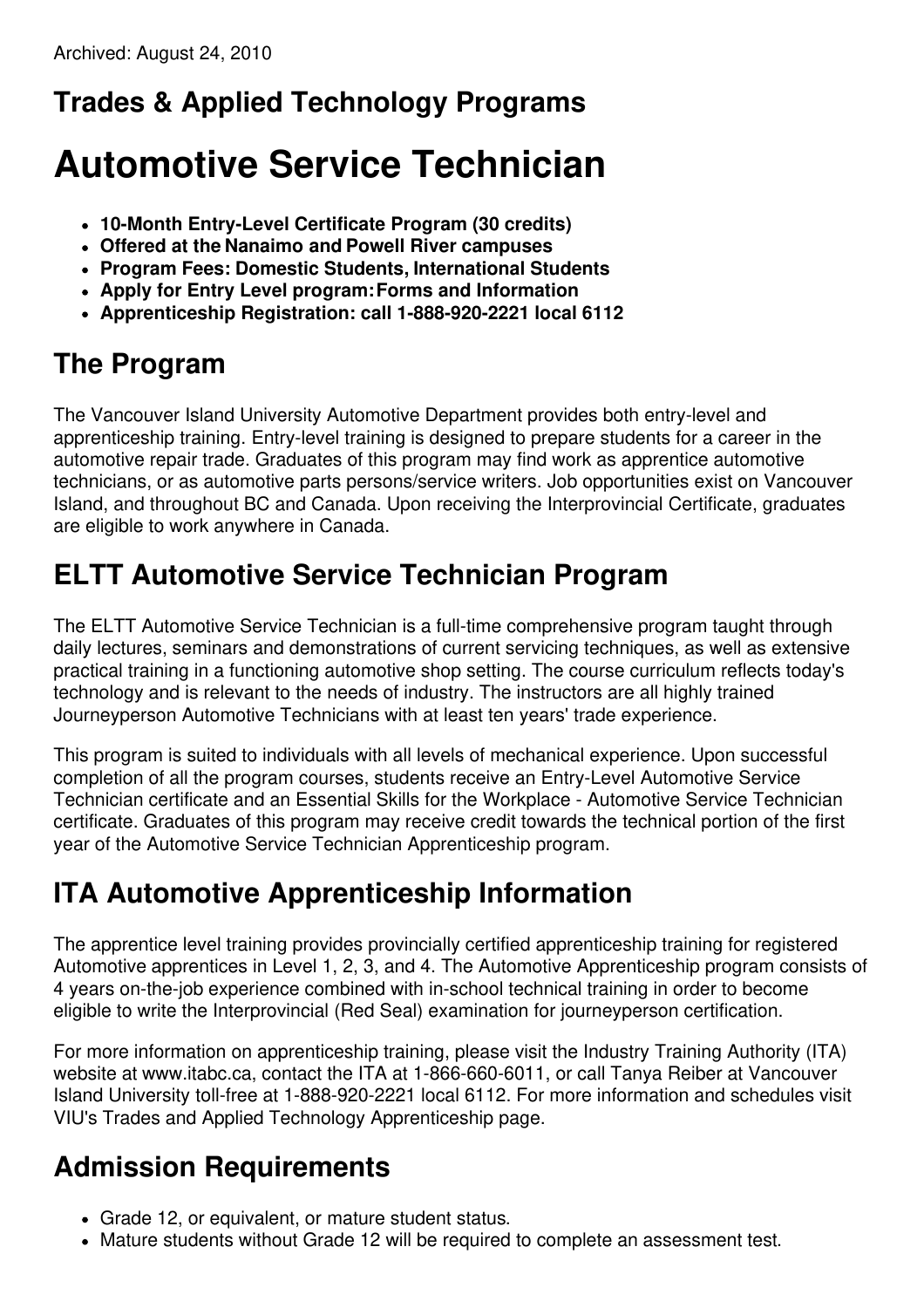Archived: August 24, 2010

## Trades & Applied Technology Programs

# Automotive Service Technician

- **10-Month Entry-Level Certificate Program (30 credits)**
- **Offered at the Nanaimo and Powell River campuses**
- **Program Fees: Domestic Students, International Students**
- **Apply for Entry Level program: Forms and Information**
- **Apprenticeship Registration: call 1-888-920-2221 local 6112**

## The Program

The Vancouver Island University Automotive Department provides both entry-level and apprenticeship training. Entry-level training is designed to prepare students for a career in the automotive repair trade. Graduates of this program may find work as apprentice automotive technicians, or as automotive parts persons/service writers. Job opportunities exist on Vancouver Island, and throughout BC and Canada. Upon receiving the Interprovincial Certificate, graduates are eligible to work anywhere in Canada.

## ELTT Automotive Service Technician Program

The ELTT Automotive Service Technician is a full-time comprehensive program taught through daily lectures, seminars and demonstrations of current servicing techniques, as well as extensive practical training in a functioning automotive shop setting. The course curriculum reflects today's technology and is relevant to the needs of industry. The instructors are all highly trained Journeyperson Automotive Technicians with at least ten years' trade experience.

This program is suited to individuals with all levels of mechanical experience. Upon successful completion of all the program courses, students receive an Entry-Level Automotive Service Technician certificate and an Essential Skills for the Workplace - Automotive Service Technician certificate. Graduates of this program may receive credit towards the technical portion of the first year of the Automotive Service Technician Apprenticeship program.

## ITA Automotive Apprenticeship Information

The apprentice level training provides provincially certified apprenticeship training for registered Automotive apprentices in Level 1, 2, 3, and 4. The Automotive Apprenticeship program consists of 4 years on-the-job experience combined with in-school technical training in order to become eligible to write the Interprovincial (Red Seal) examination for journeyperson certification.

For more information on apprenticeship training, please visit the Industry Training Authority (ITA) website at www.itabc.ca, contact the ITA at 1-866-660-6011, or call Tanya Reiber at Vancouver Island University toll-free at 1-888-920-2221 local 6112. For more information and schedules visit VIU's Trades and Applied Technology Apprenticeship page.

## Admission Requirements

- Grade 12, or equivalent, or mature student status.
- Mature students without Grade 12 will be required to complete an assessment test.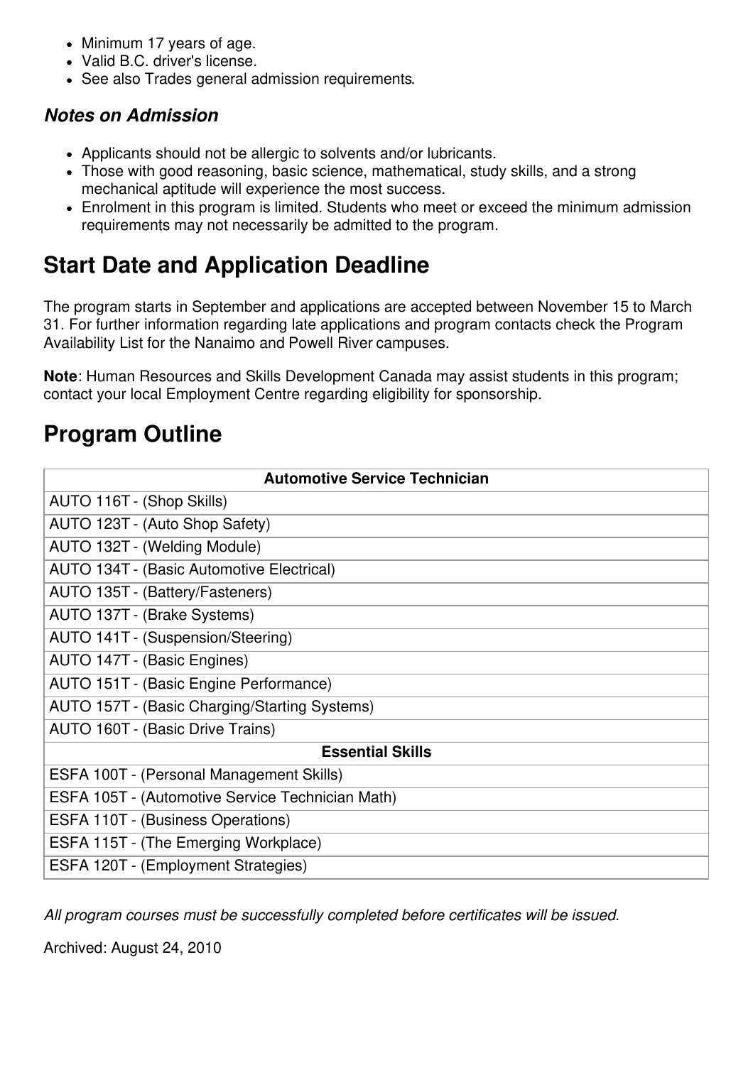- Minimum 17 years of age.
- Valid B.C. driver's license.
- See also Trades general admission requirements.

### *Notes on Admission*

- Applicants should not be allergic to solvents and/or lubricants.
- Those with good reasoning, basic science, mathematical, study skills, and a strong mechanical aptitude will experience the most success.
- Enrolment in this program is limited. Students who meet or exceed the minimum admission requirements may not necessarily be admitted to the program.

## Start Date and Application Deadline

The program starts in September and applications are accepted between November 15 to March 31. For further information regarding late applications and program contacts check the Program Availability List for the Nanaimo and Powell River campuses.

**Note**: Human Resources and Skills Development Canada may assist students in this program; contact your local Employment Centre regarding eligibility for sponsorship.

## Program Outline

| Automotive Service Technician |
|---|
| AUTO 116T - (Shop Skills) |
| AUTO 123T - (Auto Shop Safety) |
| AUTO 132T - (Welding Module) |
| AUTO 134T - (Basic Automotive Electrical) |
| AUTO 135T - (Battery/Fasteners) |
| AUTO 137T - (Brake Systems) |
| AUTO 141T - (Suspension/Steering) |
| AUTO 147T - (Basic Engines) |
| AUTO 151T - (Basic Engine Performance) |
| AUTO 157T - (Basic Charging/Starting Systems) |
| AUTO 160T - (Basic Drive Trains) |
| **Essential Skills** |
| ESFA 100T - (Personal Management Skills) |
| ESFA 105T - (Automotive Service Technician Math) |
| ESFA 110T - (Business Operations) |
| ESFA 115T - (The Emerging Workplace) |
| ESFA 120T - (Employment Strategies) |

*All program courses must be successfully completed before certificates will be issued.*

Archived: August 24, 2010